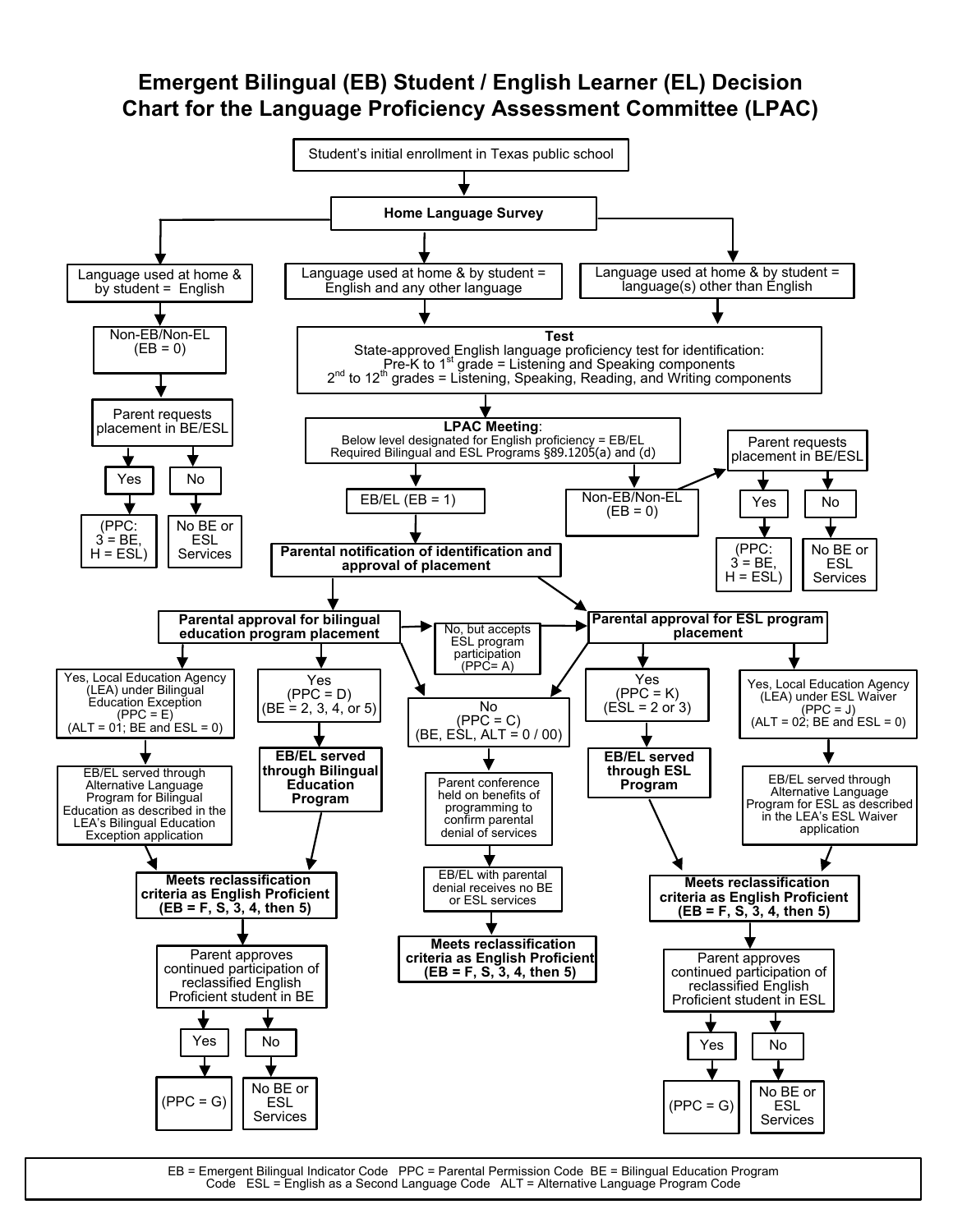# Emergent Bilingual (EB) Student / English Learner (EL) Decision Chart for the Language Proficiency Assessment Committee (LPAC)

Student's initial enrollment in Texas public school

**Home Language Survey**

- Language used at home & by student = English
  - Non-EB/Non-EL (EB = 0)
    - Parent requests placement in BE/ESL
      - Yes → (PPC: 3 = BE, H = ESL)
      - No → No BE or ESL Services
- Language used at home & by student = English and any other language
- Language used at home & by student = language(s) other than English

**Test**
State-approved English language proficiency test for identification:
Pre-K to 1st grade = Listening and Speaking components
2nd to 12th grades = Listening, Speaking, Reading, and Writing components

**LPAC Meeting**:
Below level designated for English proficiency = EB/EL
Required Bilingual and ESL Programs §89.1205(a) and (d)

- Non-EB/Non-EL (EB = 0)
  - Parent requests placement in BE/ESL
    - Yes → (PPC: 3 = BE, H = ESL)
    - No → No BE or ESL Services
- EB/EL (EB = 1)
  - **Parental notification of identification and approval of placement**

**Parental approval for bilingual education program placement**

- Yes, Local Education Agency (LEA) under Bilingual Education Exception (PPC = E) (ALT = 01; BE and ESL = 0)
  - EB/EL served through Alternative Language Program for Bilingual Education as described in the LEA's Bilingual Education Exception application
- Yes (PPC = D) (BE = 2, 3, 4, or 5)
  - **EB/EL served through Bilingual Education Program**
- No, but accepts ESL program participation (PPC= A) → Parental approval for ESL program placement
- No (PPC = C) (BE, ESL, ALT = 0 / 00)

**Meets reclassification criteria as English Proficient (EB = F, S, 3, 4, then 5)**

- Parent approves continued participation of reclassified English Proficient student in BE
  - Yes → (PPC = G)
  - No → No BE or ESL Services

**No (PPC = C) (BE, ESL, ALT = 0 / 00)**

- Parent conference held on benefits of programming to confirm parental denial of services
- EB/EL with parental denial receives no BE or ESL services
- **Meets reclassification criteria as English Proficient (EB = F, S, 3, 4, then 5)**

**Parental approval for ESL program placement**

- No (PPC = C) (BE, ESL, ALT = 0 / 00)
- Yes (PPC = K) (ESL = 2 or 3)
  - **EB/EL served through ESL Program**
- Yes, Local Education Agency (LEA) under ESL Waiver (PPC = J) (ALT = 02; BE and ESL = 0)
  - EB/EL served through Alternative Language Program for ESL as described in the LEA's ESL Waiver application

**Meets reclassification criteria as English Proficient (EB = F, S, 3, 4, then 5)**

- Parent approves continued participation of reclassified English Proficient student in ESL
  - Yes → (PPC = G)
  - No → No BE or ESL Services

EB = Emergent Bilingual Indicator Code PPC = Parental Permission Code BE = Bilingual Education Program Code ESL = English as a Second Language Code ALT = Alternative Language Program Code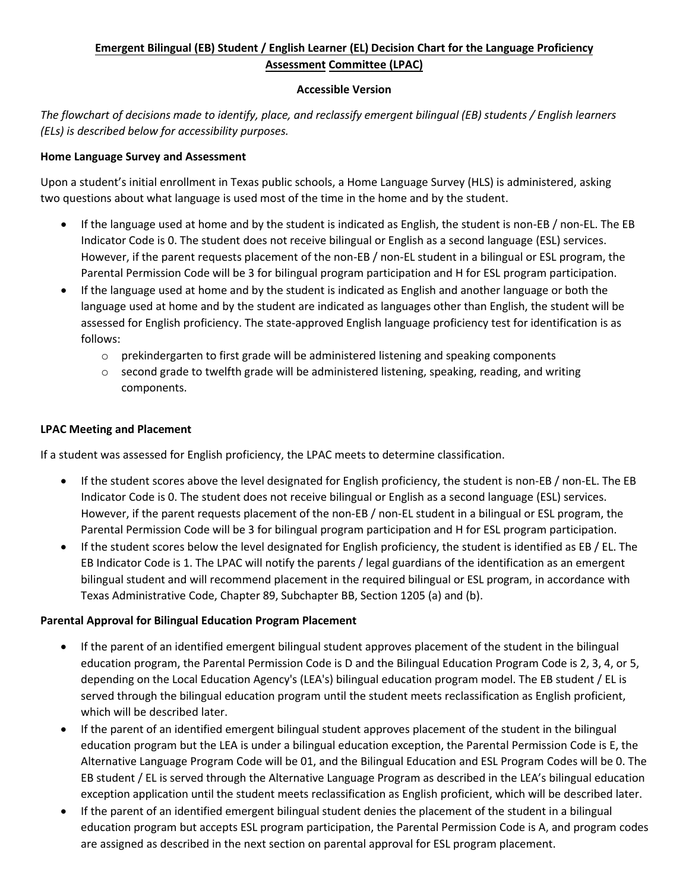**Emergent Bilingual (EB) Student / English Learner (EL) Decision Chart for the Language Proficiency Assessment Committee (LPAC)**

**Accessible Version**

*The flowchart of decisions made to identify, place, and reclassify emergent bilingual (EB) students / English learners (ELs) is described below for accessibility purposes.*

**Home Language Survey and Assessment**

Upon a student's initial enrollment in Texas public schools, a Home Language Survey (HLS) is administered, asking two questions about what language is used most of the time in the home and by the student.

- If the language used at home and by the student is indicated as English, the student is non-EB / non-EL. The EB Indicator Code is 0. The student does not receive bilingual or English as a second language (ESL) services. However, if the parent requests placement of the non-EB / non-EL student in a bilingual or ESL program, the Parental Permission Code will be 3 for bilingual program participation and H for ESL program participation.
- If the language used at home and by the student is indicated as English and another language or both the language used at home and by the student are indicated as languages other than English, the student will be assessed for English proficiency. The state-approved English language proficiency test for identification is as follows:
    - prekindergarten to first grade will be administered listening and speaking components
    - second grade to twelfth grade will be administered listening, speaking, reading, and writing components.

**LPAC Meeting and Placement**

If a student was assessed for English proficiency, the LPAC meets to determine classification.

- If the student scores above the level designated for English proficiency, the student is non-EB / non-EL. The EB Indicator Code is 0. The student does not receive bilingual or English as a second language (ESL) services. However, if the parent requests placement of the non-EB / non-EL student in a bilingual or ESL program, the Parental Permission Code will be 3 for bilingual program participation and H for ESL program participation.
- If the student scores below the level designated for English proficiency, the student is identified as EB / EL. The EB Indicator Code is 1. The LPAC will notify the parents / legal guardians of the identification as an emergent bilingual student and will recommend placement in the required bilingual or ESL program, in accordance with Texas Administrative Code, Chapter 89, Subchapter BB, Section 1205 (a) and (b).

**Parental Approval for Bilingual Education Program Placement**

- If the parent of an identified emergent bilingual student approves placement of the student in the bilingual education program, the Parental Permission Code is D and the Bilingual Education Program Code is 2, 3, 4, or 5, depending on the Local Education Agency's (LEA's) bilingual education program model. The EB student / EL is served through the bilingual education program until the student meets reclassification as English proficient, which will be described later.
- If the parent of an identified emergent bilingual student approves placement of the student in the bilingual education program but the LEA is under a bilingual education exception, the Parental Permission Code is E, the Alternative Language Program Code will be 01, and the Bilingual Education and ESL Program Codes will be 0. The EB student / EL is served through the Alternative Language Program as described in the LEA's bilingual education exception application until the student meets reclassification as English proficient, which will be described later.
- If the parent of an identified emergent bilingual student denies the placement of the student in a bilingual education program but accepts ESL program participation, the Parental Permission Code is A, and program codes are assigned as described in the next section on parental approval for ESL program placement.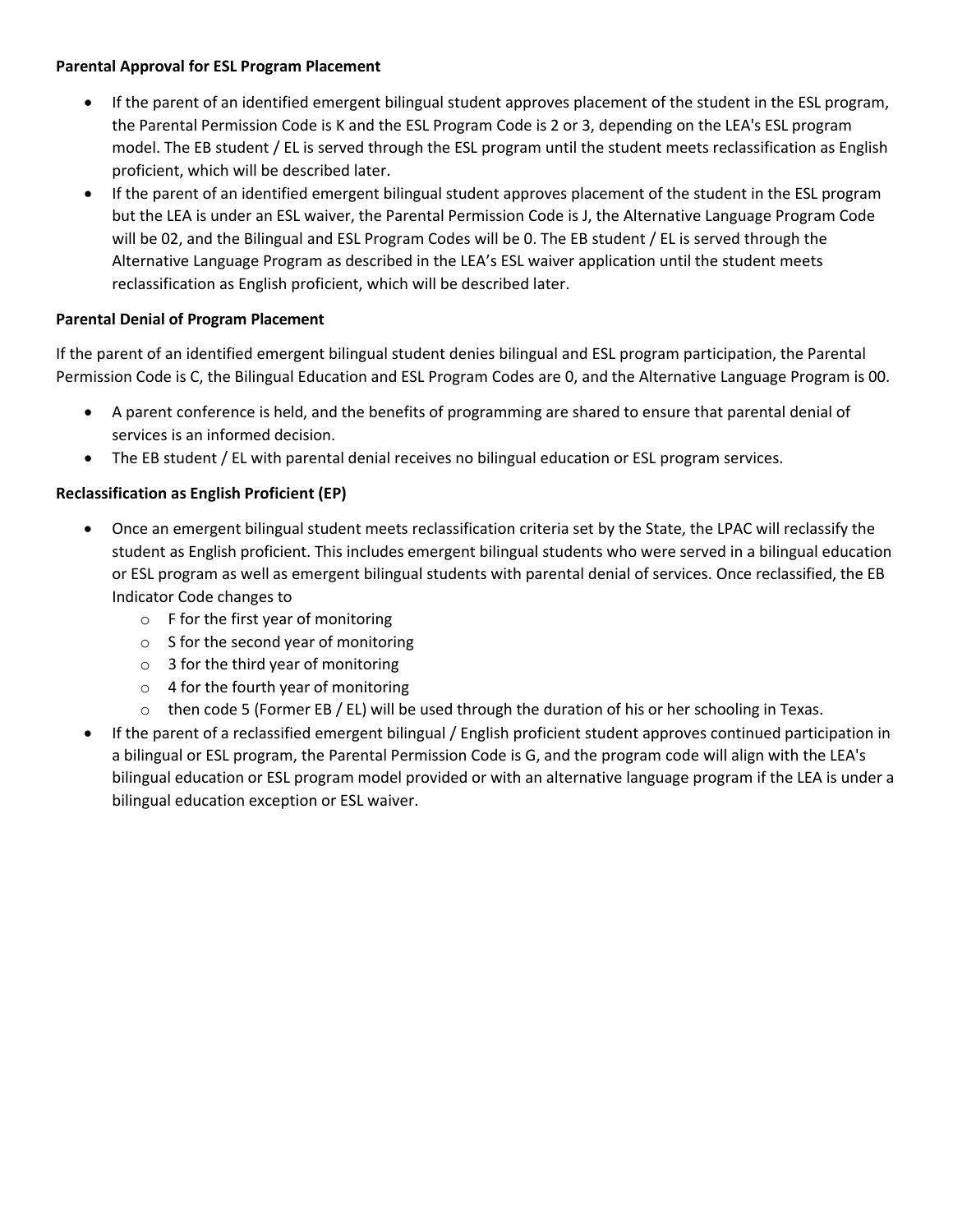**Parental Approval for ESL Program Placement**

- If the parent of an identified emergent bilingual student approves placement of the student in the ESL program, the Parental Permission Code is K and the ESL Program Code is 2 or 3, depending on the LEA's ESL program model. The EB student / EL is served through the ESL program until the student meets reclassification as English proficient, which will be described later.
- If the parent of an identified emergent bilingual student approves placement of the student in the ESL program but the LEA is under an ESL waiver, the Parental Permission Code is J, the Alternative Language Program Code will be 02, and the Bilingual and ESL Program Codes will be 0. The EB student / EL is served through the Alternative Language Program as described in the LEA's ESL waiver application until the student meets reclassification as English proficient, which will be described later.

**Parental Denial of Program Placement**

If the parent of an identified emergent bilingual student denies bilingual and ESL program participation, the Parental Permission Code is C, the Bilingual Education and ESL Program Codes are 0, and the Alternative Language Program is 00.

- A parent conference is held, and the benefits of programming are shared to ensure that parental denial of services is an informed decision.
- The EB student / EL with parental denial receives no bilingual education or ESL program services.

**Reclassification as English Proficient (EP)**

- Once an emergent bilingual student meets reclassification criteria set by the State, the LPAC will reclassify the student as English proficient. This includes emergent bilingual students who were served in a bilingual education or ESL program as well as emergent bilingual students with parental denial of services. Once reclassified, the EB Indicator Code changes to
  - F for the first year of monitoring
  - S for the second year of monitoring
  - 3 for the third year of monitoring
  - 4 for the fourth year of monitoring
  - then code 5 (Former EB / EL) will be used through the duration of his or her schooling in Texas.
- If the parent of a reclassified emergent bilingual / English proficient student approves continued participation in a bilingual or ESL program, the Parental Permission Code is G, and the program code will align with the LEA's bilingual education or ESL program model provided or with an alternative language program if the LEA is under a bilingual education exception or ESL waiver.